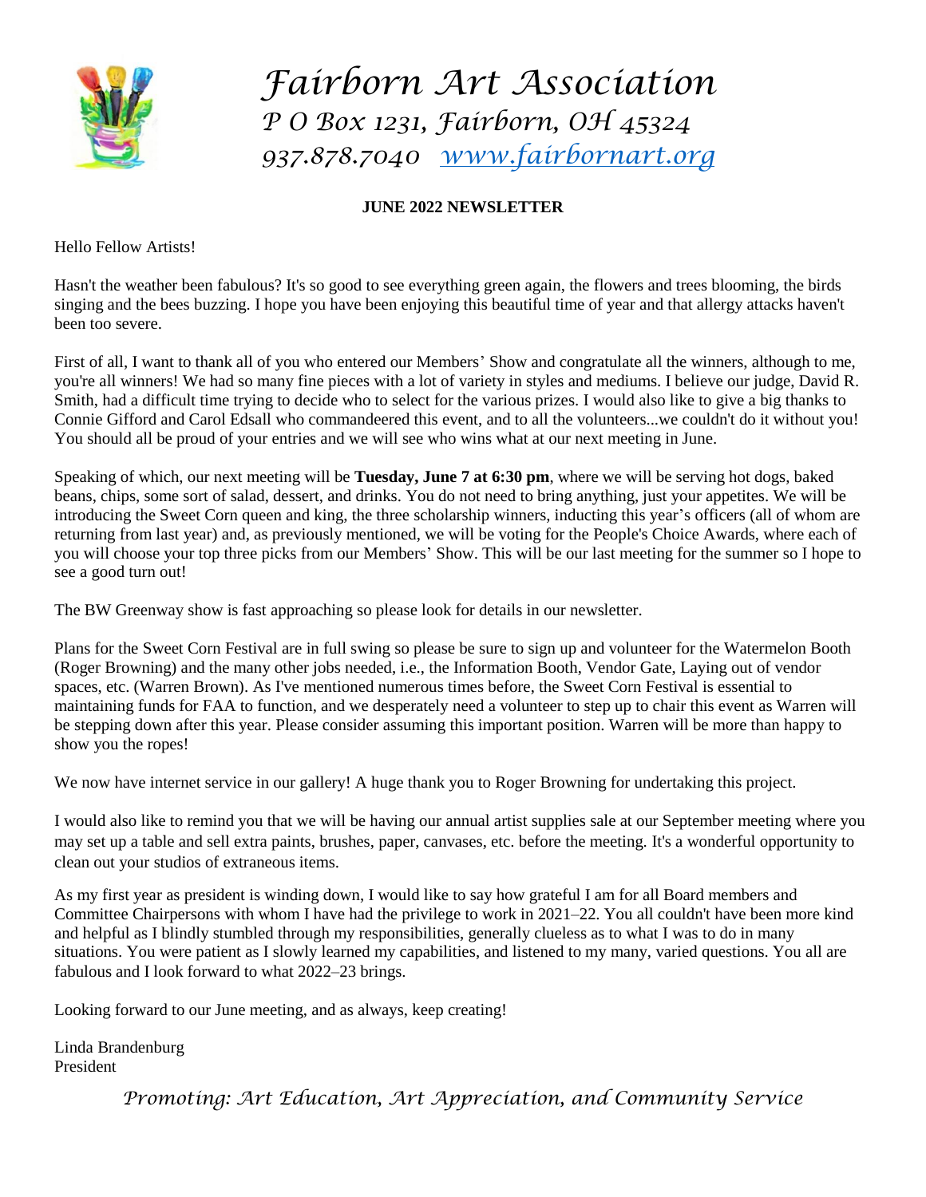# Fairborn Art Association

*P O Box 1231, Fairborn, OH 45324*

*937.878.7040 [www.fairbornart.org](http://www.fairbornart.org)*

**JUNE 2022 NEWSLETTER**

Hello Fellow Artists!

Hasn't the weather been fabulous? It's so good to see everything green again, the flowers and trees blooming, the birds singing and the bees buzzing. I hope you have been enjoying this beautiful time of year and that allergy attacks haven't been too severe.

First of all, I want to thank all of you who entered our Members' Show and congratulate all the winners, although to me, you're all winners! We had so many fine pieces with a lot of variety in styles and mediums. I believe our judge, David R. Smith, had a difficult time trying to decide who to select for the various prizes. I would also like to give a big thanks to Connie Gifford and Carol Edsall who commandeered this event, and to all the volunteers...we couldn't do it without you! You should all be proud of your entries and we will see who wins what at our next meeting in June.

Speaking of which, our next meeting will be **Tuesday, June 7 at 6:30 pm**, where we will be serving hot dogs, baked beans, chips, some sort of salad, dessert, and drinks. You do not need to bring anything, just your appetites. We will be introducing the Sweet Corn queen and king, the three scholarship winners, inducting this year's officers (all of whom are returning from last year) and, as previously mentioned, we will be voting for the People's Choice Awards, where each of you will choose your top three picks from our Members' Show. This will be our last meeting for the summer so I hope to see a good turn out!

The BW Greenway show is fast approaching so please look for details in our newsletter.

Plans for the Sweet Corn Festival are in full swing so please be sure to sign up and volunteer for the Watermelon Booth (Roger Browning) and the many other jobs needed, i.e., the Information Booth, Vendor Gate, Laying out of vendor spaces, etc. (Warren Brown). As I've mentioned numerous times before, the Sweet Corn Festival is essential to maintaining funds for FAA to function, and we desperately need a volunteer to step up to chair this event as Warren will be stepping down after this year. Please consider assuming this important position. Warren will be more than happy to show you the ropes!

We now have internet service in our gallery! A huge thank you to Roger Browning for undertaking this project.

I would also like to remind you that we will be having our annual artist supplies sale at our September meeting where you may set up a table and sell extra paints, brushes, paper, canvases, etc. before the meeting. It's a wonderful opportunity to clean out your studios of extraneous items.

As my first year as president is winding down, I would like to say how grateful I am for all Board members and Committee Chairpersons with whom I have had the privilege to work in 2021–22. You all couldn't have been more kind and helpful as I blindly stumbled through my responsibilities, generally clueless as to what I was to do in many situations. You were patient as I slowly learned my capabilities, and listened to my many, varied questions. You all are fabulous and I look forward to what 2022–23 brings.

Looking forward to our June meeting, and as always, keep creating!

Linda Brandenburg
President

*Promoting: Art Education, Art Appreciation, and Community Service*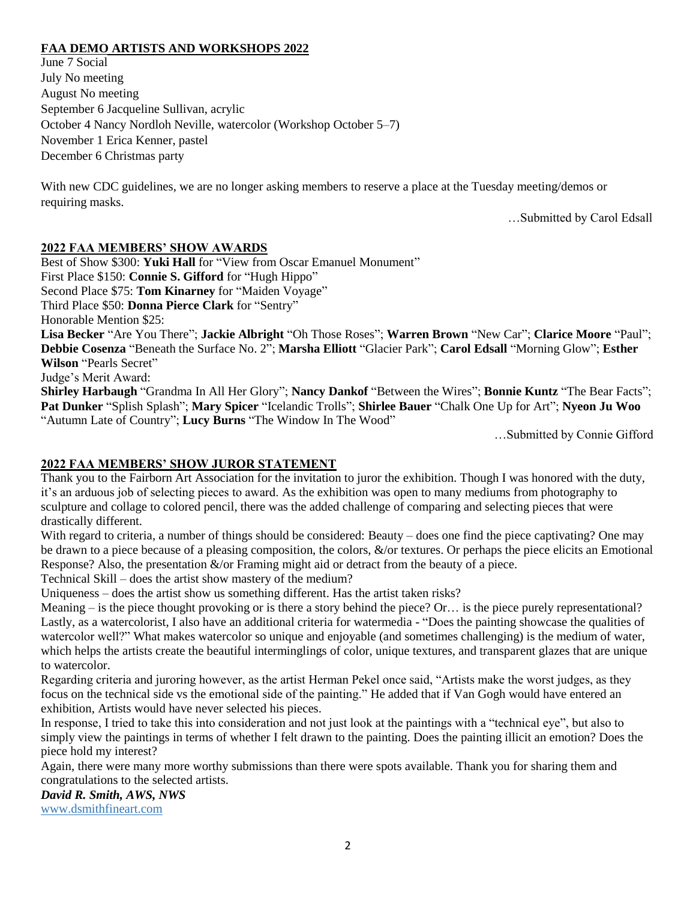## FAA DEMO ARTISTS AND WORKSHOPS 2022

June 7 Social
July No meeting
August No meeting
September 6 Jacqueline Sullivan, acrylic
October 4 Nancy Nordloh Neville, watercolor (Workshop October 5–7)
November 1 Erica Kenner, pastel
December 6 Christmas party

With new CDC guidelines, we are no longer asking members to reserve a place at the Tuesday meeting/demos or requiring masks.

…Submitted by Carol Edsall

## 2022 FAA MEMBERS' SHOW AWARDS

Best of Show $300: **Yuki Hall** for "View from Oscar Emanuel Monument"
First Place $150: **Connie S. Gifford** for "Hugh Hippo"
Second Place $75: **Tom Kinarney** for "Maiden Voyage"
Third Place $50: **Donna Pierce Clark** for "Sentry"
Honorable Mention $25:
**Lisa Becker** "Are You There"; **Jackie Albright** "Oh Those Roses"; **Warren Brown** "New Car"; **Clarice Moore** "Paul"; **Debbie Cosenza** "Beneath the Surface No. 2"; **Marsha Elliott** "Glacier Park"; **Carol Edsall** "Morning Glow"; **Esther Wilson** "Pearls Secret"
Judge's Merit Award:
**Shirley Harbaugh** "Grandma In All Her Glory"; **Nancy Dankof** "Between the Wires"; **Bonnie Kuntz** "The Bear Facts"; **Pat Dunker** "Splish Splash"; **Mary Spicer** "Icelandic Trolls"; **Shirlee Bauer** "Chalk One Up for Art"; **Nyeon Ju Woo** "Autumn Late of Country"; **Lucy Burns** "The Window In The Wood"

…Submitted by Connie Gifford

## 2022 FAA MEMBERS' SHOW JUROR STATEMENT

Thank you to the Fairborn Art Association for the invitation to juror the exhibition. Though I was honored with the duty, it's an arduous job of selecting pieces to award. As the exhibition was open to many mediums from photography to sculpture and collage to colored pencil, there was the added challenge of comparing and selecting pieces that were drastically different.

With regard to criteria, a number of things should be considered: Beauty – does one find the piece captivating? One may be drawn to a piece because of a pleasing composition, the colors, &/or textures. Or perhaps the piece elicits an Emotional Response? Also, the presentation &/or Framing might aid or detract from the beauty of a piece.

Technical Skill – does the artist show mastery of the medium?

Uniqueness – does the artist show us something different. Has the artist taken risks?

Meaning – is the piece thought provoking or is there a story behind the piece? Or… is the piece purely representational?

Lastly, as a watercolorist, I also have an additional criteria for watermedia - "Does the painting showcase the qualities of watercolor well?" What makes watercolor so unique and enjoyable (and sometimes challenging) is the medium of water, which helps the artists create the beautiful interminglings of color, unique textures, and transparent glazes that are unique to watercolor.

Regarding criteria and juroring however, as the artist Herman Pekel once said, "Artists make the worst judges, as they focus on the technical side vs the emotional side of the painting." He added that if Van Gogh would have entered an exhibition, Artists would have never selected his pieces.

In response, I tried to take this into consideration and not just look at the paintings with a "technical eye", but also to simply view the paintings in terms of whether I felt drawn to the painting. Does the painting illicit an emotion? Does the piece hold my interest?

Again, there were many more worthy submissions than there were spots available. Thank you for sharing them and congratulations to the selected artists.

***David R. Smith, AWS, NWS***
www.dsmithfineart.com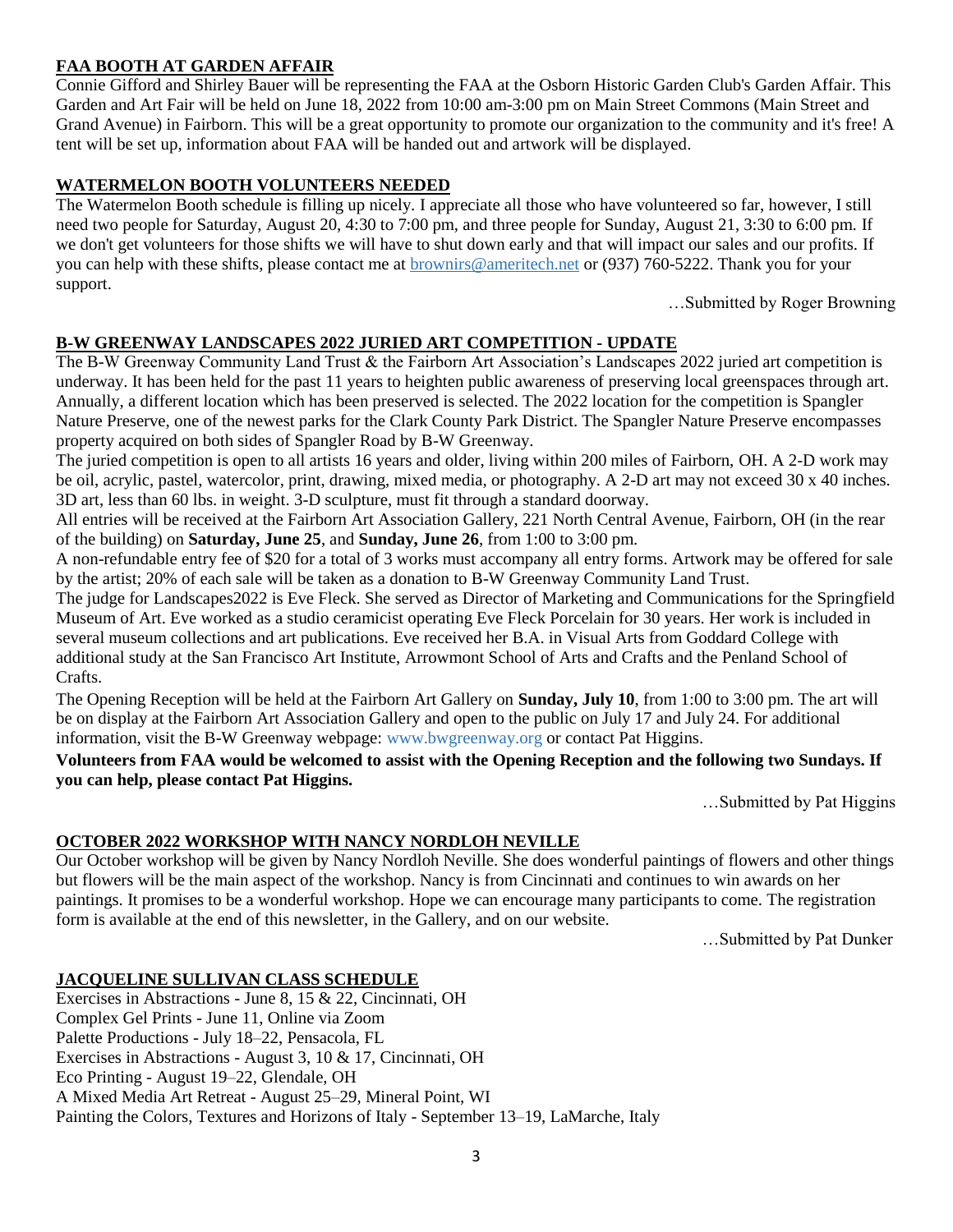## FAA BOOTH AT GARDEN AFFAIR

Connie Gifford and Shirley Bauer will be representing the FAA at the Osborn Historic Garden Club's Garden Affair. This Garden and Art Fair will be held on June 18, 2022 from 10:00 am-3:00 pm on Main Street Commons (Main Street and Grand Avenue) in Fairborn. This will be a great opportunity to promote our organization to the community and it's free! A tent will be set up, information about FAA will be handed out and artwork will be displayed.

## WATERMELON BOOTH VOLUNTEERS NEEDED

The Watermelon Booth schedule is filling up nicely. I appreciate all those who have volunteered so far, however, I still need two people for Saturday, August 20, 4:30 to 7:00 pm, and three people for Sunday, August 21, 3:30 to 6:00 pm. If we don't get volunteers for those shifts we will have to shut down early and that will impact our sales and our profits. If you can help with these shifts, please contact me at brownirs@ameritech.net or (937) 760-5222. Thank you for your support.

…Submitted by Roger Browning

## B-W GREENWAY LANDSCAPES 2022 JURIED ART COMPETITION - UPDATE

The B-W Greenway Community Land Trust & the Fairborn Art Association's Landscapes 2022 juried art competition is underway. It has been held for the past 11 years to heighten public awareness of preserving local greenspaces through art. Annually, a different location which has been preserved is selected. The 2022 location for the competition is Spangler Nature Preserve, one of the newest parks for the Clark County Park District. The Spangler Nature Preserve encompasses property acquired on both sides of Spangler Road by B-W Greenway.

The juried competition is open to all artists 16 years and older, living within 200 miles of Fairborn, OH. A 2-D work may be oil, acrylic, pastel, watercolor, print, drawing, mixed media, or photography. A 2-D art may not exceed 30 x 40 inches. 3D art, less than 60 lbs. in weight. 3-D sculpture, must fit through a standard doorway.

All entries will be received at the Fairborn Art Association Gallery, 221 North Central Avenue, Fairborn, OH (in the rear of the building) on **Saturday, June 25**, and **Sunday, June 26**, from 1:00 to 3:00 pm.

A non-refundable entry fee of $20 for a total of 3 works must accompany all entry forms. Artwork may be offered for sale by the artist; 20% of each sale will be taken as a donation to B-W Greenway Community Land Trust.

The judge for Landscapes2022 is Eve Fleck. She served as Director of Marketing and Communications for the Springfield Museum of Art. Eve worked as a studio ceramicist operating Eve Fleck Porcelain for 30 years. Her work is included in several museum collections and art publications. Eve received her B.A. in Visual Arts from Goddard College with additional study at the San Francisco Art Institute, Arrowmont School of Arts and Crafts and the Penland School of Crafts.

The Opening Reception will be held at the Fairborn Art Gallery on **Sunday, July 10**, from 1:00 to 3:00 pm. The art will be on display at the Fairborn Art Association Gallery and open to the public on July 17 and July 24. For additional information, visit the B-W Greenway webpage: www.bwgreenway.org or contact Pat Higgins.

**Volunteers from FAA would be welcomed to assist with the Opening Reception and the following two Sundays. If you can help, please contact Pat Higgins.**

…Submitted by Pat Higgins

## OCTOBER 2022 WORKSHOP WITH NANCY NORDLOH NEVILLE

Our October workshop will be given by Nancy Nordloh Neville. She does wonderful paintings of flowers and other things but flowers will be the main aspect of the workshop. Nancy is from Cincinnati and continues to win awards on her paintings. It promises to be a wonderful workshop. Hope we can encourage many participants to come. The registration form is available at the end of this newsletter, in the Gallery, and on our website.

…Submitted by Pat Dunker

## JACQUELINE SULLIVAN CLASS SCHEDULE

Exercises in Abstractions - June 8, 15 & 22, Cincinnati, OH
Complex Gel Prints - June 11, Online via Zoom
Palette Productions - July 18–22, Pensacola, FL
Exercises in Abstractions - August 3, 10 & 17, Cincinnati, OH
Eco Printing - August 19–22, Glendale, OH
A Mixed Media Art Retreat - August 25–29, Mineral Point, WI
Painting the Colors, Textures and Horizons of Italy - September 13–19, LaMarche, Italy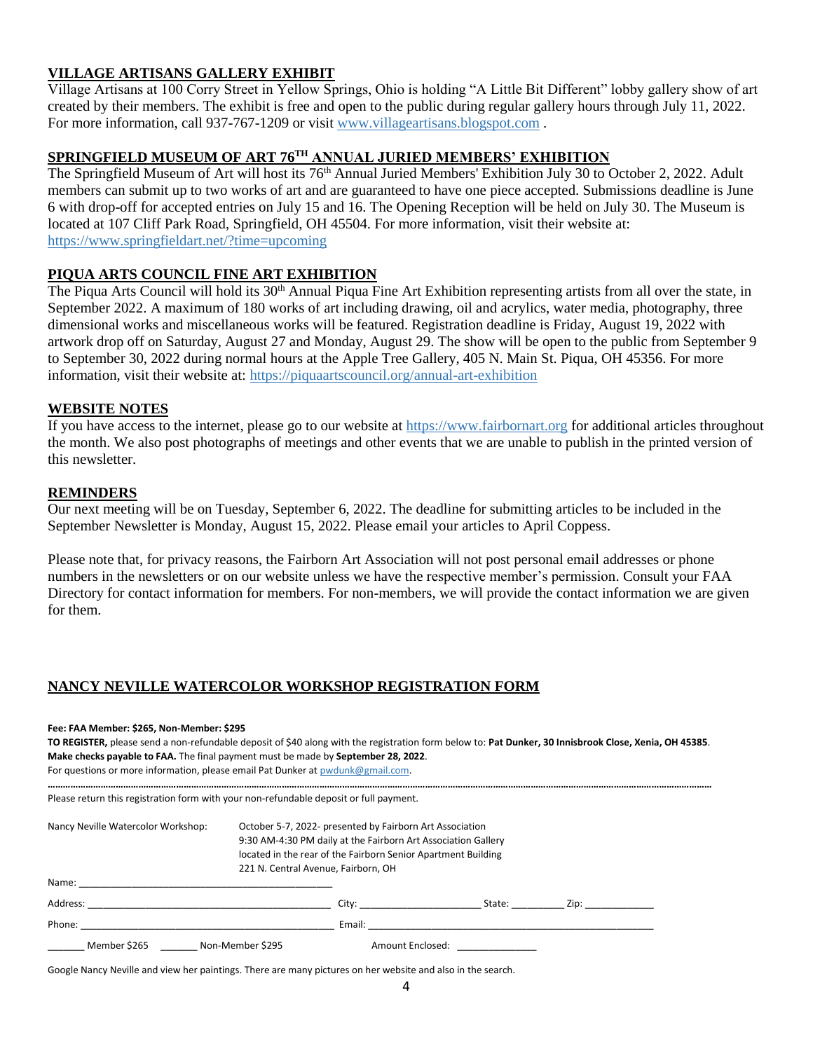## VILLAGE ARTISANS GALLERY EXHIBIT

Village Artisans at 100 Corry Street in Yellow Springs, Ohio is holding "A Little Bit Different" lobby gallery show of art created by their members. The exhibit is free and open to the public during regular gallery hours through July 11, 2022. For more information, call 937-767-1209 or visit www.villageartisans.blogspot.com .

## SPRINGFIELD MUSEUM OF ART 76TH ANNUAL JURIED MEMBERS' EXHIBITION

The Springfield Museum of Art will host its 76th Annual Juried Members' Exhibition July 30 to October 2, 2022. Adult members can submit up to two works of art and are guaranteed to have one piece accepted. Submissions deadline is June 6 with drop-off for accepted entries on July 15 and 16. The Opening Reception will be held on July 30. The Museum is located at 107 Cliff Park Road, Springfield, OH 45504. For more information, visit their website at: https://www.springfieldart.net/?time=upcoming

## PIQUA ARTS COUNCIL FINE ART EXHIBITION

The Piqua Arts Council will hold its 30th Annual Piqua Fine Art Exhibition representing artists from all over the state, in September 2022. A maximum of 180 works of art including drawing, oil and acrylics, water media, photography, three dimensional works and miscellaneous works will be featured. Registration deadline is Friday, August 19, 2022 with artwork drop off on Saturday, August 27 and Monday, August 29. The show will be open to the public from September 9 to September 30, 2022 during normal hours at the Apple Tree Gallery, 405 N. Main St. Piqua, OH 45356. For more information, visit their website at: https://piquaartscouncil.org/annual-art-exhibition

## WEBSITE NOTES

If you have access to the internet, please go to our website at https://www.fairbornart.org for additional articles throughout the month. We also post photographs of meetings and other events that we are unable to publish in the printed version of this newsletter.

## REMINDERS

Our next meeting will be on Tuesday, September 6, 2022. The deadline for submitting articles to be included in the September Newsletter is Monday, August 15, 2022. Please email your articles to April Coppess.

Please note that, for privacy reasons, the Fairborn Art Association will not post personal email addresses or phone numbers in the newsletters or on our website unless we have the respective member's permission. Consult your FAA Directory for contact information for members. For non-members, we will provide the contact information we are given for them.

## NANCY NEVILLE WATERCOLOR WORKSHOP REGISTRATION FORM

**Fee: FAA Member: $265, Non-Member: $295**

**TO REGISTER,** please send a non-refundable deposit of $40 along with the registration form below to: **Pat Dunker, 30 Innisbrook Close, Xenia, OH 45385**. **Make checks payable to FAA.** The final payment must be made by **September 28, 2022**.

For questions or more information, please email Pat Dunker at pwdunk@gmail.com.

…………………………………………………………………………………………………………………………………………

Please return this registration form with your non-refundable deposit or full payment.

Nancy Neville Watercolor Workshop: October 5-7, 2022- presented by Fairborn Art Association
9:30 AM-4:30 PM daily at the Fairborn Art Association Gallery
located in the rear of the Fairborn Senior Apartment Building
221 N. Central Avenue, Fairborn, OH

Name: ______________________________________________

Address: ____________________________________________ City: ______________________ State: _________ Zip: ____________

Phone: ______________________________________________ Email: ____________________________________________________

_______ Member $265 _______ Non-Member $295 Amount Enclosed: _______________

Google Nancy Neville and view her paintings. There are many pictures on her website and also in the search.